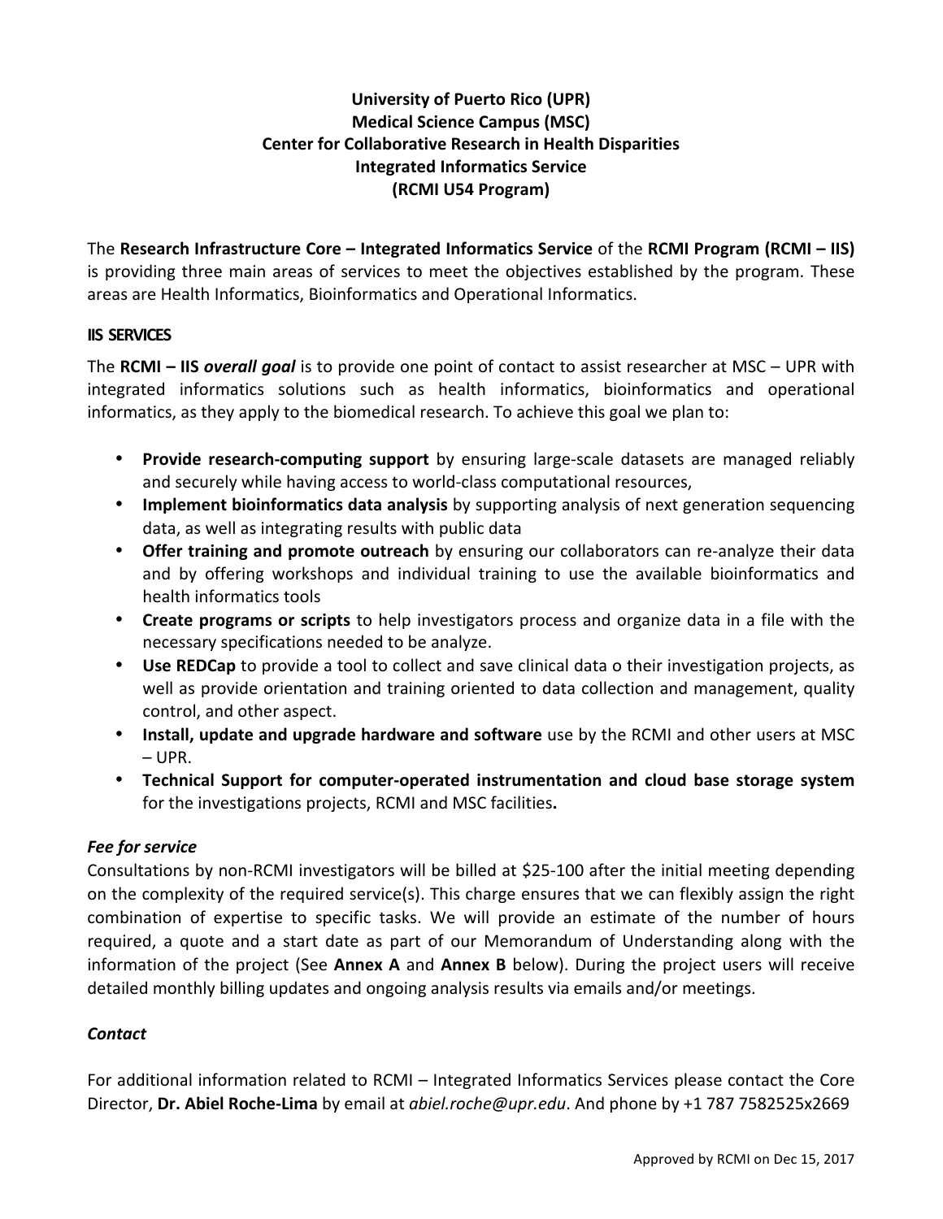**University of Puerto Rico (UPR)**
**Medical Science Campus (MSC)**
**Center for Collaborative Research in Health Disparities**
**Integrated Informatics Service**
**(RCMI U54 Program)**

The **Research Infrastructure Core – Integrated Informatics Service** of the **RCMI Program (RCMI – IIS)** is providing three main areas of services to meet the objectives established by the program. These areas are Health Informatics, Bioinformatics and Operational Informatics.

## IIS SERVICES

The **RCMI – IIS *overall goal*** is to provide one point of contact to assist researcher at MSC – UPR with integrated informatics solutions such as health informatics, bioinformatics and operational informatics, as they apply to the biomedical research. To achieve this goal we plan to:

- **Provide research-computing support** by ensuring large-scale datasets are managed reliably and securely while having access to world-class computational resources,
- **Implement bioinformatics data analysis** by supporting analysis of next generation sequencing data, as well as integrating results with public data
- **Offer training and promote outreach** by ensuring our collaborators can re-analyze their data and by offering workshops and individual training to use the available bioinformatics and health informatics tools
- **Create programs or scripts** to help investigators process and organize data in a file with the necessary specifications needed to be analyze.
- **Use REDCap** to provide a tool to collect and save clinical data o their investigation projects, as well as provide orientation and training oriented to data collection and management, quality control, and other aspect.
- **Install, update and upgrade hardware and software** use by the RCMI and other users at MSC – UPR.
- **Technical Support for computer-operated instrumentation and cloud base storage system** for the investigations projects, RCMI and MSC facilities**.**

### *Fee for service*

Consultations by non-RCMI investigators will be billed at $25-100 after the initial meeting depending on the complexity of the required service(s). This charge ensures that we can flexibly assign the right combination of expertise to specific tasks. We will provide an estimate of the number of hours required, a quote and a start date as part of our Memorandum of Understanding along with the information of the project (See **Annex A** and **Annex B** below). During the project users will receive detailed monthly billing updates and ongoing analysis results via emails and/or meetings.

### *Contact*

For additional information related to RCMI – Integrated Informatics Services please contact the Core Director, **Dr. Abiel Roche-Lima** by email at *abiel.roche@upr.edu*. And phone by +1 787 7582525x2669

Approved by RCMI on Dec 15, 2017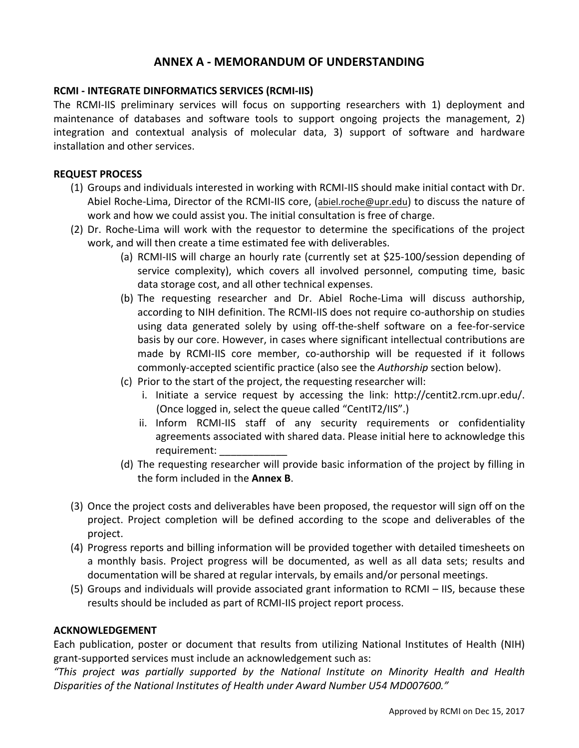# ANNEX A - MEMORANDUM OF UNDERSTANDING

**RCMI - INTEGRATE DINFORMATICS SERVICES (RCMI-IIS)**

The RCMI-IIS preliminary services will focus on supporting researchers with 1) deployment and maintenance of databases and software tools to support ongoing projects the management, 2) integration and contextual analysis of molecular data, 3) support of software and hardware installation and other services.

**REQUEST PROCESS**

(1) Groups and individuals interested in working with RCMI-IIS should make initial contact with Dr. Abiel Roche-Lima, Director of the RCMI-IIS core, (abiel.roche@upr.edu) to discuss the nature of work and how we could assist you. The initial consultation is free of charge.

(2) Dr. Roche-Lima will work with the requestor to determine the specifications of the project work, and will then create a time estimated fee with deliverables.

   (a) RCMI-IIS will charge an hourly rate (currently set at $25-100/session depending of service complexity), which covers all involved personnel, computing time, basic data storage cost, and all other technical expenses.

   (b) The requesting researcher and Dr. Abiel Roche-Lima will discuss authorship, according to NIH definition. The RCMI-IIS does not require co-authorship on studies using data generated solely by using off-the-shelf software on a fee-for-service basis by our core. However, in cases where significant intellectual contributions are made by RCMI-IIS core member, co-authorship will be requested if it follows commonly-accepted scientific practice (also see the *Authorship* section below).

   (c) Prior to the start of the project, the requesting researcher will:

      i. Initiate a service request by accessing the link: http://centit2.rcm.upr.edu/. (Once logged in, select the queue called "CentIT2/IIS".)

      ii. Inform RCMI-IIS staff of any security requirements or confidentiality agreements associated with shared data. Please initial here to acknowledge this requirement: ____________

   (d) The requesting researcher will provide basic information of the project by filling in the form included in the **Annex B**.

(3) Once the project costs and deliverables have been proposed, the requestor will sign off on the project. Project completion will be defined according to the scope and deliverables of the project.

(4) Progress reports and billing information will be provided together with detailed timesheets on a monthly basis. Project progress will be documented, as well as all data sets; results and documentation will be shared at regular intervals, by emails and/or personal meetings.

(5) Groups and individuals will provide associated grant information to RCMI – IIS, because these results should be included as part of RCMI-IIS project report process.

**ACKNOWLEDGEMENT**

Each publication, poster or document that results from utilizing National Institutes of Health (NIH) grant-supported services must include an acknowledgement such as:

*"This project was partially supported by the National Institute on Minority Health and Health Disparities of the National Institutes of Health under Award Number U54 MD007600."*

Approved by RCMI on Dec 15, 2017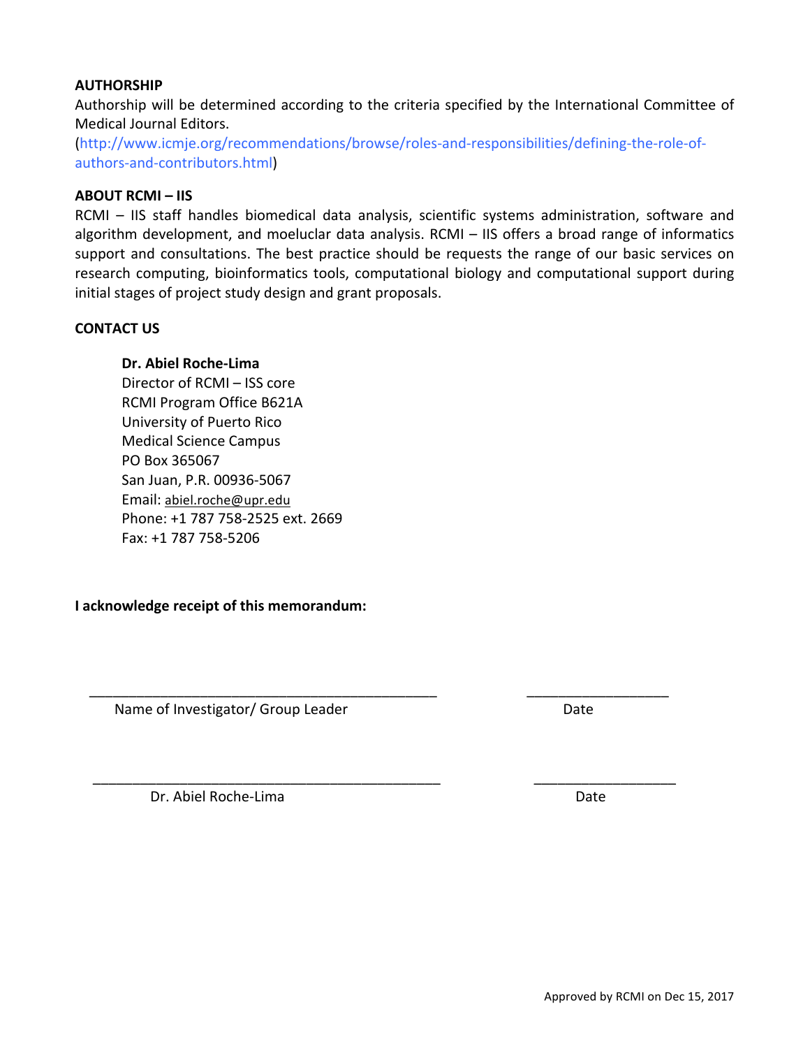**AUTHORSHIP**

Authorship will be determined according to the criteria specified by the International Committee of Medical Journal Editors.
(http://www.icmje.org/recommendations/browse/roles-and-responsibilities/defining-the-role-of-authors-and-contributors.html)

**ABOUT RCMI – IIS**

RCMI – IIS staff handles biomedical data analysis, scientific systems administration, software and algorithm development, and moeluclar data analysis. RCMI – IIS offers a broad range of informatics support and consultations. The best practice should be requests the range of our basic services on research computing, bioinformatics tools, computational biology and computational support during initial stages of project study design and grant proposals.

**CONTACT US**

**Dr. Abiel Roche-Lima**
Director of RCMI – ISS core
RCMI Program Office B621A
University of Puerto Rico
Medical Science Campus
PO Box 365067
San Juan, P.R. 00936-5067
Email: abiel.roche@upr.edu
Phone: +1 787 758-2525 ext. 2669
Fax: +1 787 758-5206

**I acknowledge receipt of this memorandum:**

_______________________________________________ ____________________
Name of Investigator/ Group Leader Date

_______________________________________________ ____________________
Dr. Abiel Roche-Lima Date

Approved by RCMI on Dec 15, 2017